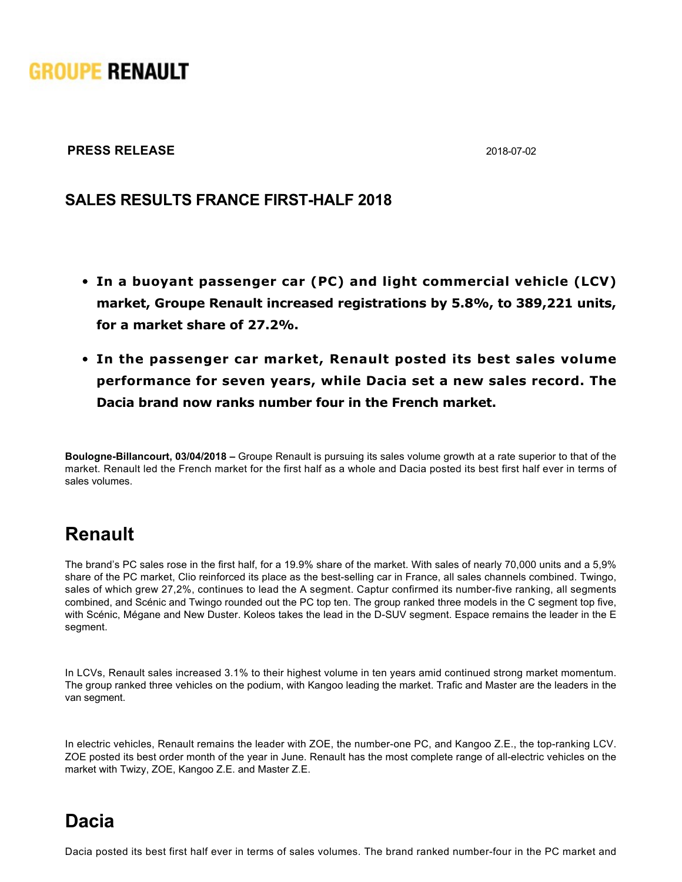GROUPE RENAULT

**PRESS RELEASE** 2018-07-02

## SALES RESULTS FRANCE FIRST-HALF 2018

- **In a buoyant passenger car (PC) and light commercial vehicle (LCV) market, Groupe Renault increased registrations by 5.8%, to 389,221 units, for a market share of 27.2%.**
- **In the passenger car market, Renault posted its best sales volume performance for seven years, while Dacia set a new sales record. The Dacia brand now ranks number four in the French market.**

**Boulogne-Billancourt, 03/04/2018 –** Groupe Renault is pursuing its sales volume growth at a rate superior to that of the market. Renault led the French market for the first half as a whole and Dacia posted its best first half ever in terms of sales volumes.

# Renault

The brand's PC sales rose in the first half, for a 19.9% share of the market. With sales of nearly 70,000 units and a 5,9% share of the PC market, Clio reinforced its place as the best-selling car in France, all sales channels combined. Twingo, sales of which grew 27,2%, continues to lead the A segment. Captur confirmed its number-five ranking, all segments combined, and Scénic and Twingo rounded out the PC top ten. The group ranked three models in the C segment top five, with Scénic, Mégane and New Duster. Koleos takes the lead in the D-SUV segment. Espace remains the leader in the E segment.

In LCVs, Renault sales increased 3.1% to their highest volume in ten years amid continued strong market momentum. The group ranked three vehicles on the podium, with Kangoo leading the market. Trafic and Master are the leaders in the van segment.

In electric vehicles, Renault remains the leader with ZOE, the number-one PC, and Kangoo Z.E., the top-ranking LCV. ZOE posted its best order month of the year in June. Renault has the most complete range of all-electric vehicles on the market with Twizy, ZOE, Kangoo Z.E. and Master Z.E.

# Dacia

Dacia posted its best first half ever in terms of sales volumes. The brand ranked number-four in the PC market and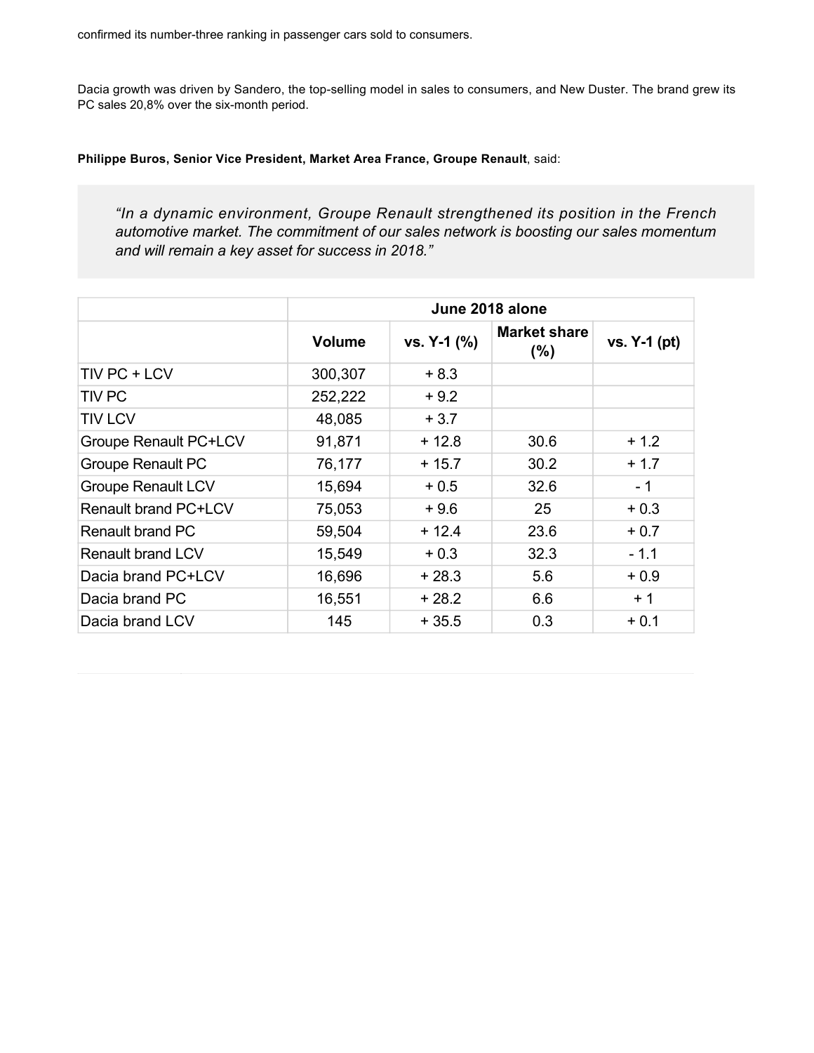confirmed its number-three ranking in passenger cars sold to consumers.

Dacia growth was driven by Sandero, the top-selling model in sales to consumers, and New Duster. The brand grew its PC sales 20,8% over the six-month period.

**Philippe Buros, Senior Vice President, Market Area France, Groupe Renault**, said:

> *"In a dynamic environment, Groupe Renault strengthened its position in the French automotive market. The commitment of our sales network is boosting our sales momentum and will remain a key asset for success in 2018."*

| | June 2018 alone | | | |
|---|---|---|---|---|
| | Volume | vs. Y-1 (%) | Market share (%) | vs. Y-1 (pt) |
| TIV PC + LCV | 300,307 | + 8.3 | | |
| TIV PC | 252,222 | + 9.2 | | |
| TIV LCV | 48,085 | + 3.7 | | |
| Groupe Renault PC+LCV | 91,871 | + 12.8 | 30.6 | + 1.2 |
| Groupe Renault PC | 76,177 | + 15.7 | 30.2 | + 1.7 |
| Groupe Renault LCV | 15,694 | + 0.5 | 32.6 | - 1 |
| Renault brand PC+LCV | 75,053 | + 9.6 | 25 | + 0.3 |
| Renault brand PC | 59,504 | + 12.4 | 23.6 | + 0.7 |
| Renault brand LCV | 15,549 | + 0.3 | 32.3 | - 1.1 |
| Dacia brand PC+LCV | 16,696 | + 28.3 | 5.6 | + 0.9 |
| Dacia brand PC | 16,551 | + 28.2 | 6.6 | + 1 |
| Dacia brand LCV | 145 | + 35.5 | 0.3 | + 0.1 |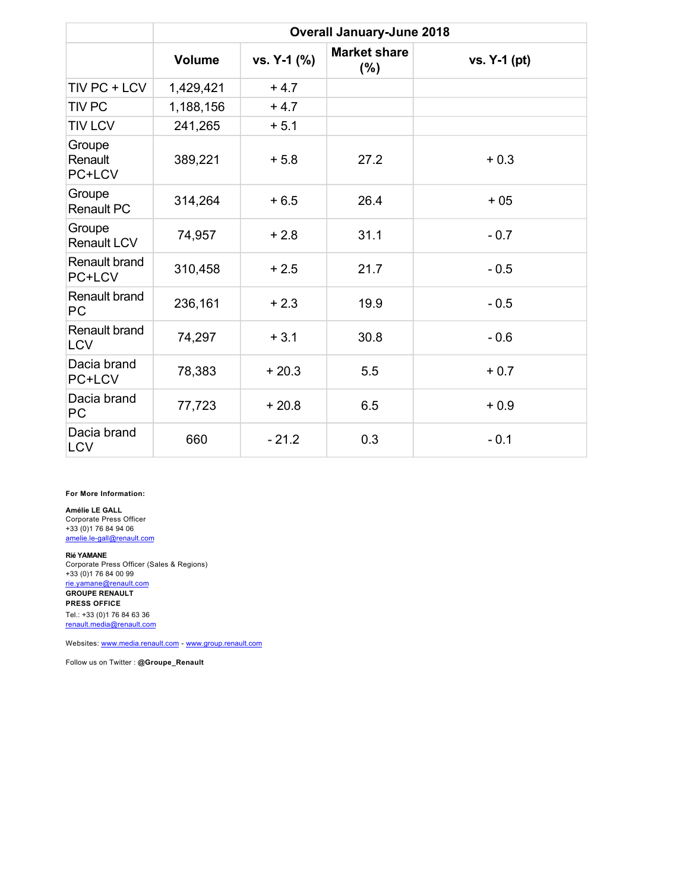| | Overall January-June 2018 | | | |
|---|---|---|---|---|
| | Volume | vs. Y-1 (%) | Market share (%) | vs. Y-1 (pt) |
| TIV PC + LCV | 1,429,421 | + 4.7 | | |
| TIV PC | 1,188,156 | + 4.7 | | |
| TIV LCV | 241,265 | + 5.1 | | |
| Groupe Renault PC+LCV | 389,221 | + 5.8 | 27.2 | + 0.3 |
| Groupe Renault PC | 314,264 | + 6.5 | 26.4 | + 05 |
| Groupe Renault LCV | 74,957 | + 2.8 | 31.1 | - 0.7 |
| Renault brand PC+LCV | 310,458 | + 2.5 | 21.7 | - 0.5 |
| Renault brand PC | 236,161 | + 2.3 | 19.9 | - 0.5 |
| Renault brand LCV | 74,297 | + 3.1 | 30.8 | - 0.6 |
| Dacia brand PC+LCV | 78,383 | + 20.3 | 5.5 | + 0.7 |
| Dacia brand PC | 77,723 | + 20.8 | 6.5 | + 0.9 |
| Dacia brand LCV | 660 | - 21.2 | 0.3 | - 0.1 |

**For More Information:**

**Amélie LE GALL**
Corporate Press Officer
+33 (0)1 76 84 94 06
amelie.le-gall@renault.com

**Rié YAMANE**
Corporate Press Officer (Sales & Regions)
+33 (0)1 76 84 00 99
rie.yamane@renault.com
**GROUPE RENAULT**
**PRESS OFFICE**
Tel.: +33 (0)1 76 84 63 36
renault.media@renault.com

Websites: www.media.renault.com - www.group.renault.com

Follow us on Twitter : **@Groupe_Renault**